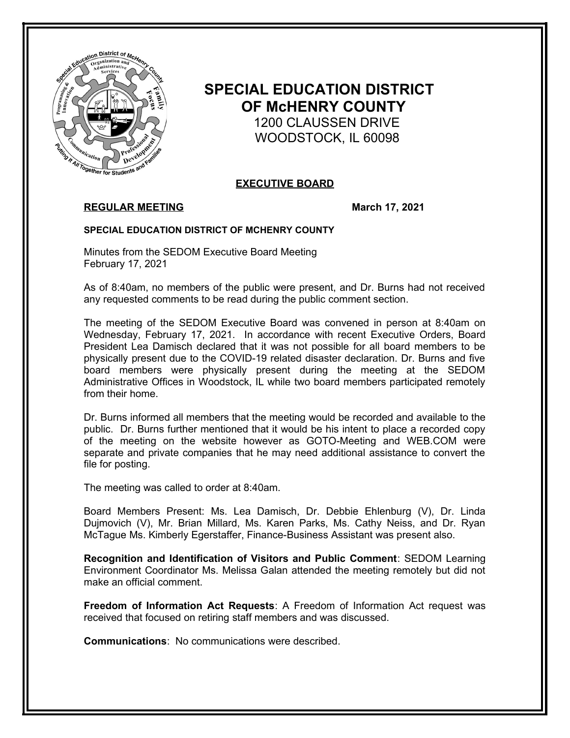# SPECIAL EDUCATION DISTRICT OF McHENRY COUNTY

1200 CLAUSSEN DRIVE
WOODSTOCK, IL 60098

## EXECUTIVE BOARD

**REGULAR MEETING** **March 17, 2021**

**SPECIAL EDUCATION DISTRICT OF MCHENRY COUNTY**

Minutes from the SEDOM Executive Board Meeting
February 17, 2021

As of 8:40am, no members of the public were present, and Dr. Burns had not received any requested comments to be read during the public comment section.

The meeting of the SEDOM Executive Board was convened in person at 8:40am on Wednesday, February 17, 2021. In accordance with recent Executive Orders, Board President Lea Damisch declared that it was not possible for all board members to be physically present due to the COVID-19 related disaster declaration. Dr. Burns and five board members were physically present during the meeting at the SEDOM Administrative Offices in Woodstock, IL while two board members participated remotely from their home.

Dr. Burns informed all members that the meeting would be recorded and available to the public. Dr. Burns further mentioned that it would be his intent to place a recorded copy of the meeting on the website however as GOTO-Meeting and WEB.COM were separate and private companies that he may need additional assistance to convert the file for posting.

The meeting was called to order at 8:40am.

Board Members Present: Ms. Lea Damisch, Dr. Debbie Ehlenburg (V), Dr. Linda Dujmovich (V), Mr. Brian Millard, Ms. Karen Parks, Ms. Cathy Neiss, and Dr. Ryan McTague Ms. Kimberly Egerstaffer, Finance-Business Assistant was present also.

**Recognition and Identification of Visitors and Public Comment**: SEDOM Learning Environment Coordinator Ms. Melissa Galan attended the meeting remotely but did not make an official comment.

**Freedom of Information Act Requests**: A Freedom of Information Act request was received that focused on retiring staff members and was discussed.

**Communications**: No communications were described.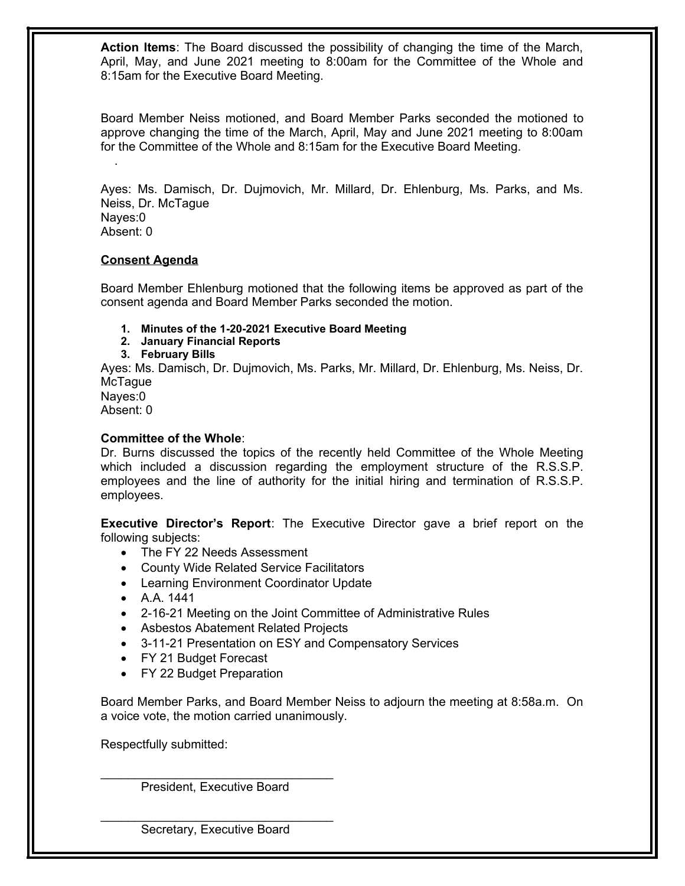**Action Items**: The Board discussed the possibility of changing the time of the March, April, May, and June 2021 meeting to 8:00am for the Committee of the Whole and 8:15am for the Executive Board Meeting.

Board Member Neiss motioned, and Board Member Parks seconded the motioned to approve changing the time of the March, April, May and June 2021 meeting to 8:00am for the Committee of the Whole and 8:15am for the Executive Board Meeting.

.

Ayes: Ms. Damisch, Dr. Dujmovich, Mr. Millard, Dr. Ehlenburg, Ms. Parks, and Ms. Neiss, Dr. McTague
Nayes:0
Absent: 0

## Consent Agenda

Board Member Ehlenburg motioned that the following items be approved as part of the consent agenda and Board Member Parks seconded the motion.

1. **Minutes of the 1-20-2021 Executive Board Meeting**
2. **January Financial Reports**
3. **February Bills**

Ayes: Ms. Damisch, Dr. Dujmovich, Ms. Parks, Mr. Millard, Dr. Ehlenburg, Ms. Neiss, Dr. McTague
Nayes:0
Absent: 0

**Committee of the Whole**:
Dr. Burns discussed the topics of the recently held Committee of the Whole Meeting which included a discussion regarding the employment structure of the R.S.S.P. employees and the line of authority for the initial hiring and termination of R.S.S.P. employees.

**Executive Director's Report**: The Executive Director gave a brief report on the following subjects:

- The FY 22 Needs Assessment
- County Wide Related Service Facilitators
- Learning Environment Coordinator Update
- A.A. 1441
- 2-16-21 Meeting on the Joint Committee of Administrative Rules
- Asbestos Abatement Related Projects
- 3-11-21 Presentation on ESY and Compensatory Services
- FY 21 Budget Forecast
- FY 22 Budget Preparation

Board Member Parks, and Board Member Neiss to adjourn the meeting at 8:58a.m. On a voice vote, the motion carried unanimously.

Respectfully submitted:

\_\_\_\_\_\_\_\_\_\_\_\_\_\_\_\_\_\_\_\_\_\_\_\_\_\_\_\_\_\_\_\_\_\_
President, Executive Board

\_\_\_\_\_\_\_\_\_\_\_\_\_\_\_\_\_\_\_\_\_\_\_\_\_\_\_\_\_\_\_\_\_\_
Secretary, Executive Board